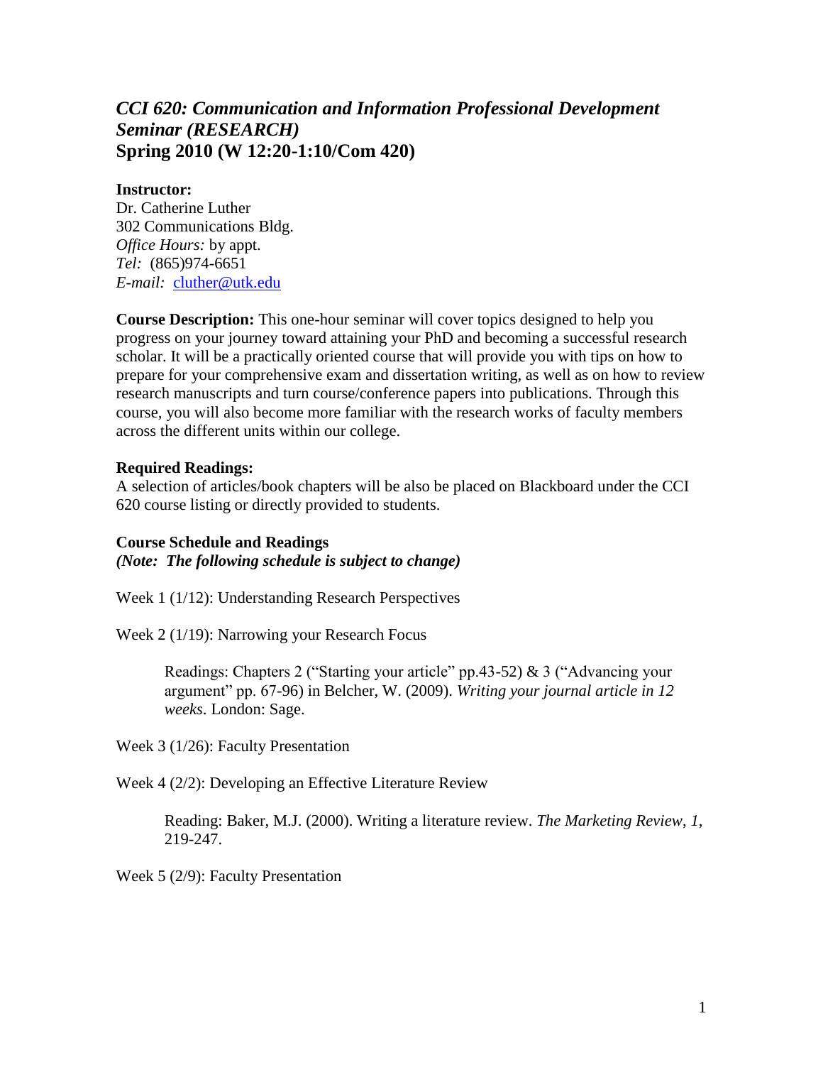# *CCI 620: Communication and Information Professional Development Seminar (RESEARCH)*
# Spring 2010 (W 12:20-1:10/Com 420)

**Instructor:**
Dr. Catherine Luther
302 Communications Bldg.
*Office Hours:* by appt.
*Tel:* (865)974-6651
*E-mail:* cluther@utk.edu

**Course Description:** This one-hour seminar will cover topics designed to help you progress on your journey toward attaining your PhD and becoming a successful research scholar. It will be a practically oriented course that will provide you with tips on how to prepare for your comprehensive exam and dissertation writing, as well as on how to review research manuscripts and turn course/conference papers into publications. Through this course, you will also become more familiar with the research works of faculty members across the different units within our college.

**Required Readings:**
A selection of articles/book chapters will be also be placed on Blackboard under the CCI 620 course listing or directly provided to students.

**Course Schedule and Readings**
***(Note: The following schedule is subject to change)***

Week 1 (1/12): Understanding Research Perspectives

Week 2 (1/19): Narrowing your Research Focus

> Readings: Chapters 2 ("Starting your article" pp.43-52) & 3 ("Advancing your argument" pp. 67-96) in Belcher, W. (2009). *Writing your journal article in 12 weeks*. London: Sage.

Week 3 (1/26): Faculty Presentation

Week 4 (2/2): Developing an Effective Literature Review

> Reading: Baker, M.J. (2000). Writing a literature review. *The Marketing Review*, *1*, 219-247.

Week 5 (2/9): Faculty Presentation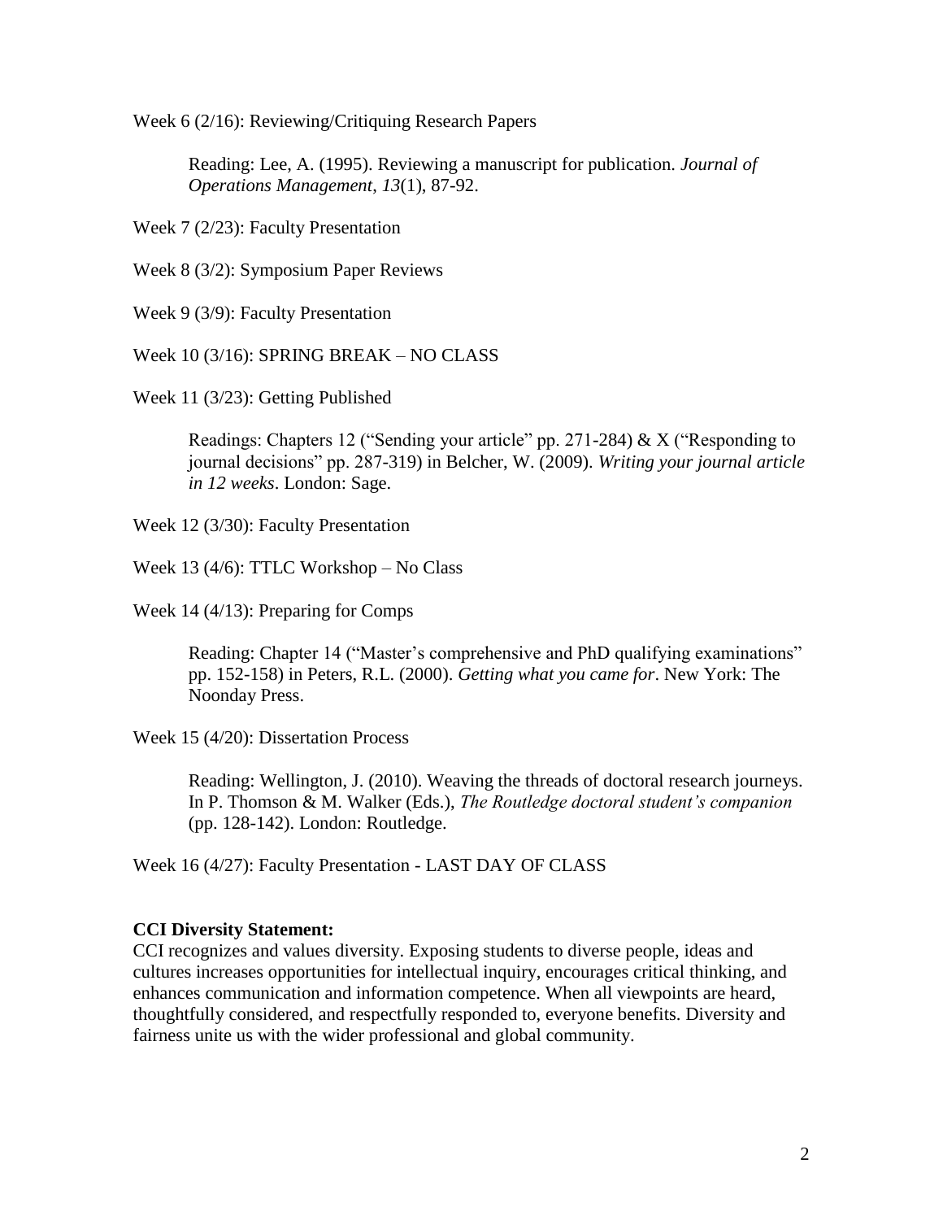Week 6 (2/16): Reviewing/Critiquing Research Papers

> Reading: Lee, A. (1995). Reviewing a manuscript for publication. *Journal of Operations Management*, *13*(1), 87-92.

Week 7 (2/23): Faculty Presentation

Week 8 (3/2): Symposium Paper Reviews

Week 9 (3/9): Faculty Presentation

Week 10 (3/16): SPRING BREAK – NO CLASS

Week 11 (3/23): Getting Published

> Readings: Chapters 12 ("Sending your article" pp. 271-284) & X ("Responding to journal decisions" pp. 287-319) in Belcher, W. (2009). *Writing your journal article in 12 weeks*. London: Sage.

Week 12 (3/30): Faculty Presentation

Week 13 (4/6): TTLC Workshop – No Class

Week 14 (4/13): Preparing for Comps

> Reading: Chapter 14 ("Master's comprehensive and PhD qualifying examinations" pp. 152-158) in Peters, R.L. (2000). *Getting what you came for*. New York: The Noonday Press.

Week 15 (4/20): Dissertation Process

> Reading: Wellington, J. (2010). Weaving the threads of doctoral research journeys. In P. Thomson & M. Walker (Eds.), *The Routledge doctoral student's companion* (pp. 128-142). London: Routledge.

Week 16 (4/27): Faculty Presentation - LAST DAY OF CLASS

**CCI Diversity Statement:**
CCI recognizes and values diversity. Exposing students to diverse people, ideas and cultures increases opportunities for intellectual inquiry, encourages critical thinking, and enhances communication and information competence. When all viewpoints are heard, thoughtfully considered, and respectfully responded to, everyone benefits. Diversity and fairness unite us with the wider professional and global community.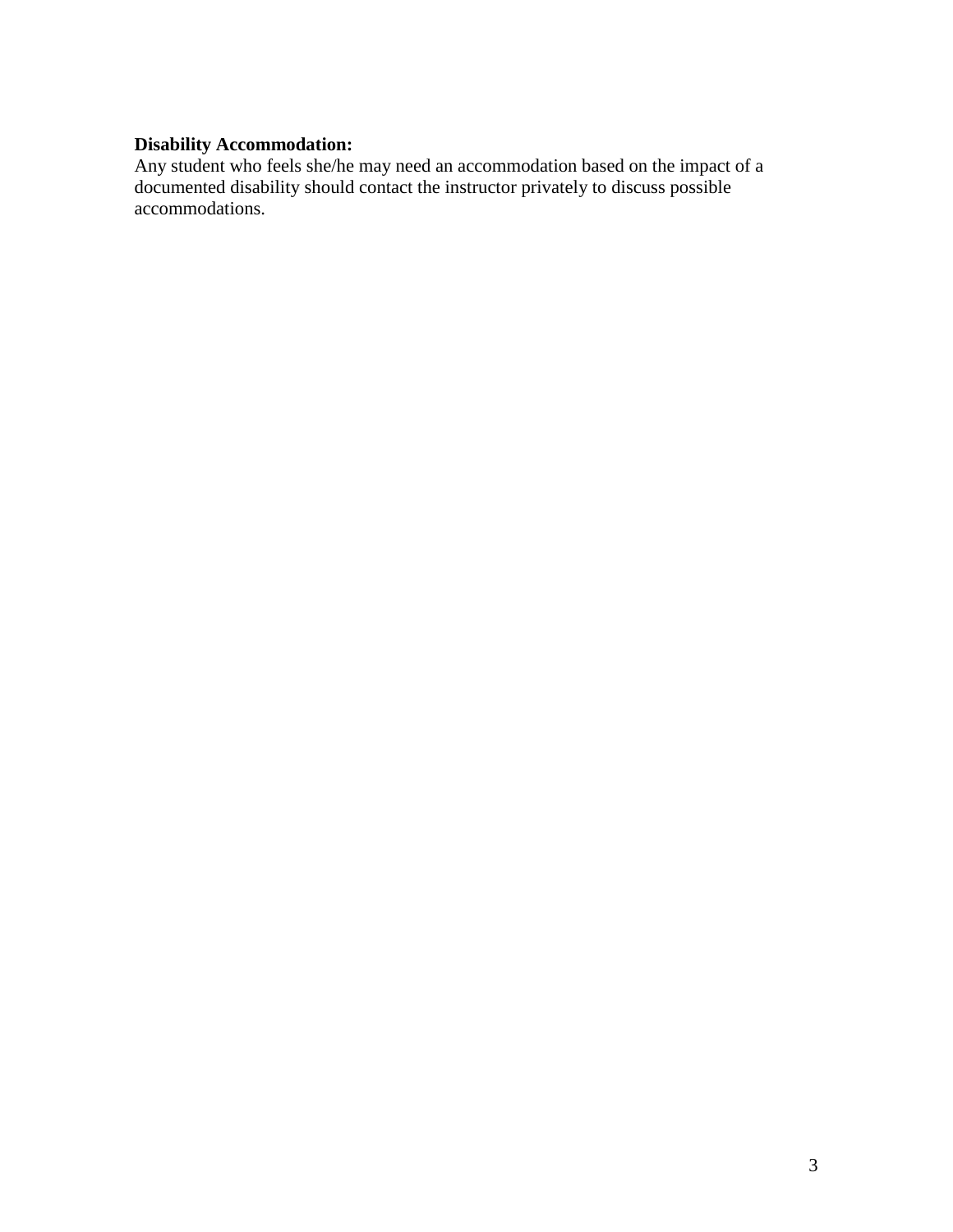**Disability Accommodation:**
Any student who feels she/he may need an accommodation based on the impact of a documented disability should contact the instructor privately to discuss possible accommodations.